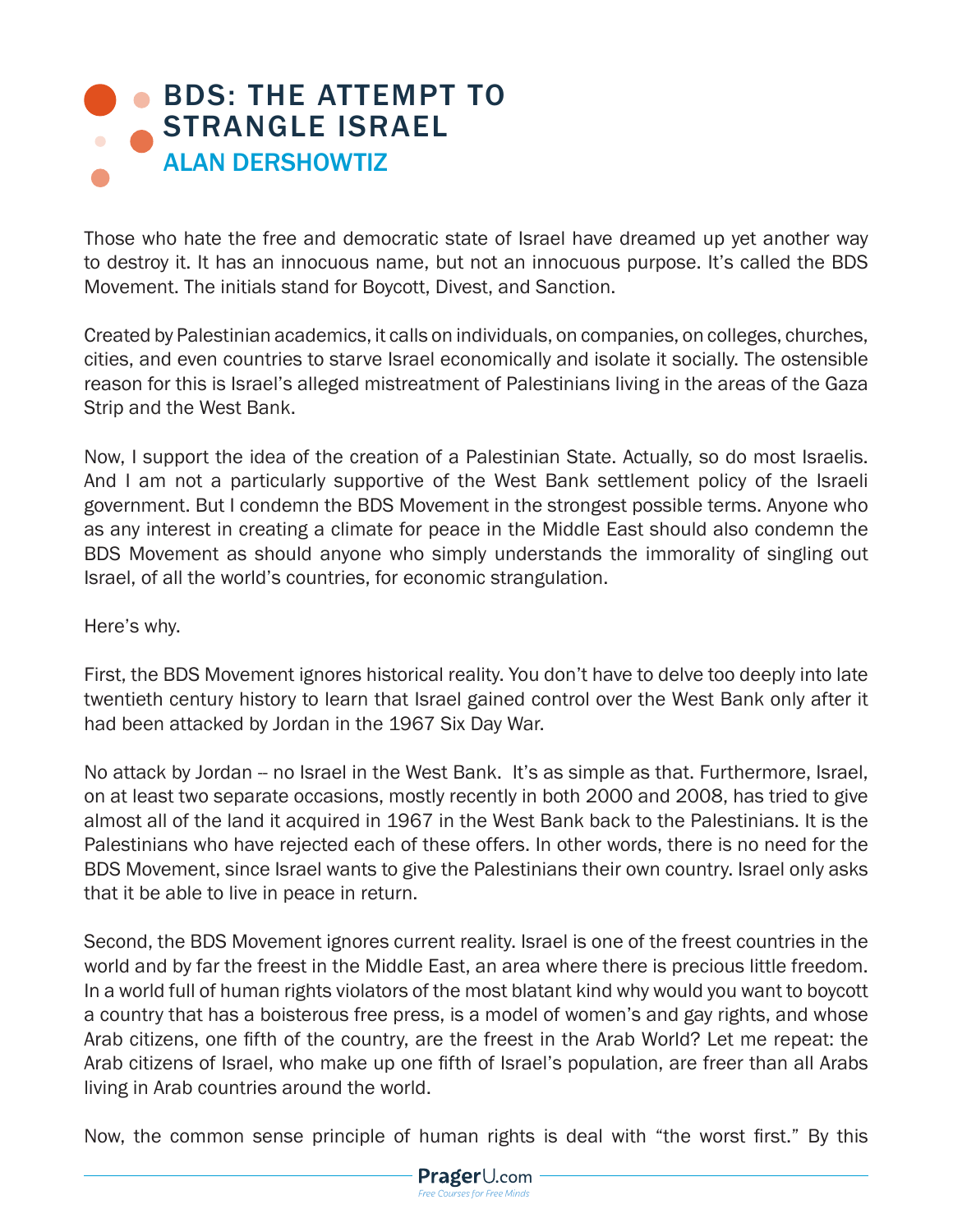# BDS: THE ATTEMPT TO STRANGLE ISRAEL

## ALAN DERSHOWTIZ

Those who hate the free and democratic state of Israel have dreamed up yet another way to destroy it. It has an innocuous name, but not an innocuous purpose. It's called the BDS Movement. The initials stand for Boycott, Divest, and Sanction.

Created by Palestinian academics, it calls on individuals, on companies, on colleges, churches, cities, and even countries to starve Israel economically and isolate it socially. The ostensible reason for this is Israel's alleged mistreatment of Palestinians living in the areas of the Gaza Strip and the West Bank.

Now, I support the idea of the creation of a Palestinian State. Actually, so do most Israelis. And I am not a particularly supportive of the West Bank settlement policy of the Israeli government. But I condemn the BDS Movement in the strongest possible terms. Anyone who as any interest in creating a climate for peace in the Middle East should also condemn the BDS Movement as should anyone who simply understands the immorality of singling out Israel, of all the world's countries, for economic strangulation.

Here's why.

First, the BDS Movement ignores historical reality. You don't have to delve too deeply into late twentieth century history to learn that Israel gained control over the West Bank only after it had been attacked by Jordan in the 1967 Six Day War.

No attack by Jordan -- no Israel in the West Bank. It's as simple as that. Furthermore, Israel, on at least two separate occasions, mostly recently in both 2000 and 2008, has tried to give almost all of the land it acquired in 1967 in the West Bank back to the Palestinians. It is the Palestinians who have rejected each of these offers. In other words, there is no need for the BDS Movement, since Israel wants to give the Palestinians their own country. Israel only asks that it be able to live in peace in return.

Second, the BDS Movement ignores current reality. Israel is one of the freest countries in the world and by far the freest in the Middle East, an area where there is precious little freedom. In a world full of human rights violators of the most blatant kind why would you want to boycott a country that has a boisterous free press, is a model of women's and gay rights, and whose Arab citizens, one fifth of the country, are the freest in the Arab World? Let me repeat: the Arab citizens of Israel, who make up one fifth of Israel's population, are freer than all Arabs living in Arab countries around the world.

Now, the common sense principle of human rights is deal with "the worst first." By this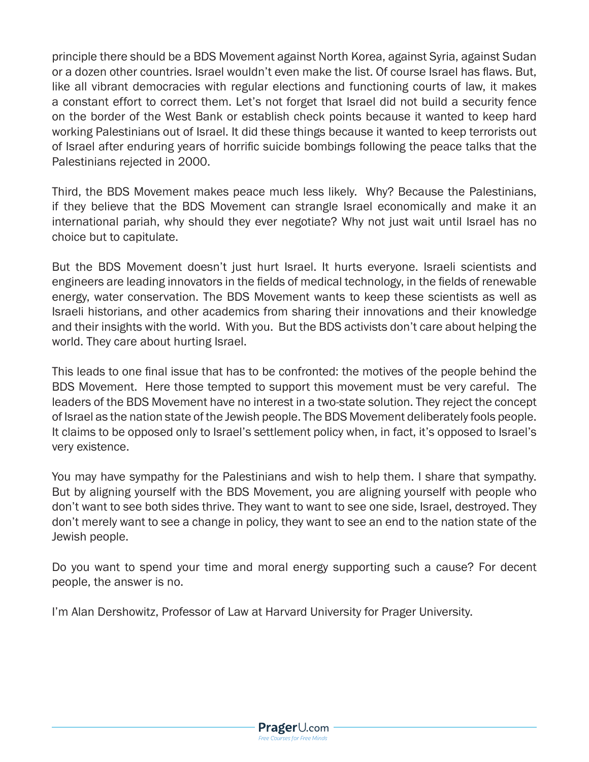principle there should be a BDS Movement against North Korea, against Syria, against Sudan or a dozen other countries. Israel wouldn't even make the list. Of course Israel has flaws. But, like all vibrant democracies with regular elections and functioning courts of law, it makes a constant effort to correct them. Let's not forget that Israel did not build a security fence on the border of the West Bank or establish check points because it wanted to keep hard working Palestinians out of Israel. It did these things because it wanted to keep terrorists out of Israel after enduring years of horrific suicide bombings following the peace talks that the Palestinians rejected in 2000.

Third, the BDS Movement makes peace much less likely. Why? Because the Palestinians, if they believe that the BDS Movement can strangle Israel economically and make it an international pariah, why should they ever negotiate? Why not just wait until Israel has no choice but to capitulate.

But the BDS Movement doesn't just hurt Israel. It hurts everyone. Israeli scientists and engineers are leading innovators in the fields of medical technology, in the fields of renewable energy, water conservation. The BDS Movement wants to keep these scientists as well as Israeli historians, and other academics from sharing their innovations and their knowledge and their insights with the world. With you. But the BDS activists don't care about helping the world. They care about hurting Israel.

This leads to one final issue that has to be confronted: the motives of the people behind the BDS Movement. Here those tempted to support this movement must be very careful. The leaders of the BDS Movement have no interest in a two-state solution. They reject the concept of Israel as the nation state of the Jewish people. The BDS Movement deliberately fools people. It claims to be opposed only to Israel's settlement policy when, in fact, it's opposed to Israel's very existence.

You may have sympathy for the Palestinians and wish to help them. I share that sympathy. But by aligning yourself with the BDS Movement, you are aligning yourself with people who don't want to see both sides thrive. They want to want to see one side, Israel, destroyed. They don't merely want to see a change in policy, they want to see an end to the nation state of the Jewish people.

Do you want to spend your time and moral energy supporting such a cause? For decent people, the answer is no.

I'm Alan Dershowitz, Professor of Law at Harvard University for Prager University.